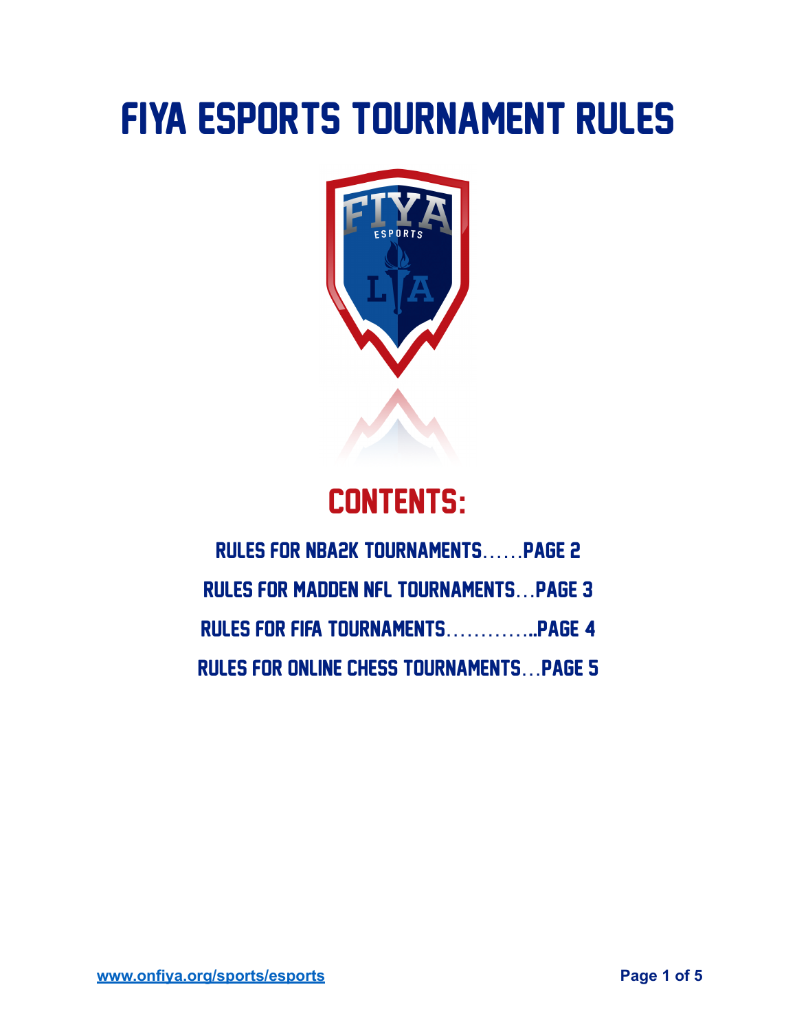# FIYA ESPORTS TOURNAMENT RULES

## CONTENTS:

RULES FOR NBA2K TOURNAMENTS……PAGE 2

RULES FOR MADDEN NFL TOURNAMENTS…PAGE 3

RULES FOR FIFA TOURNAMENTS…………..PAGE 4

RULES FOR ONLINE CHESS TOURNAMENTS…PAGE 5

[www.onfiya.org/sports/esports](http://www.onfiya.org/sports/esports)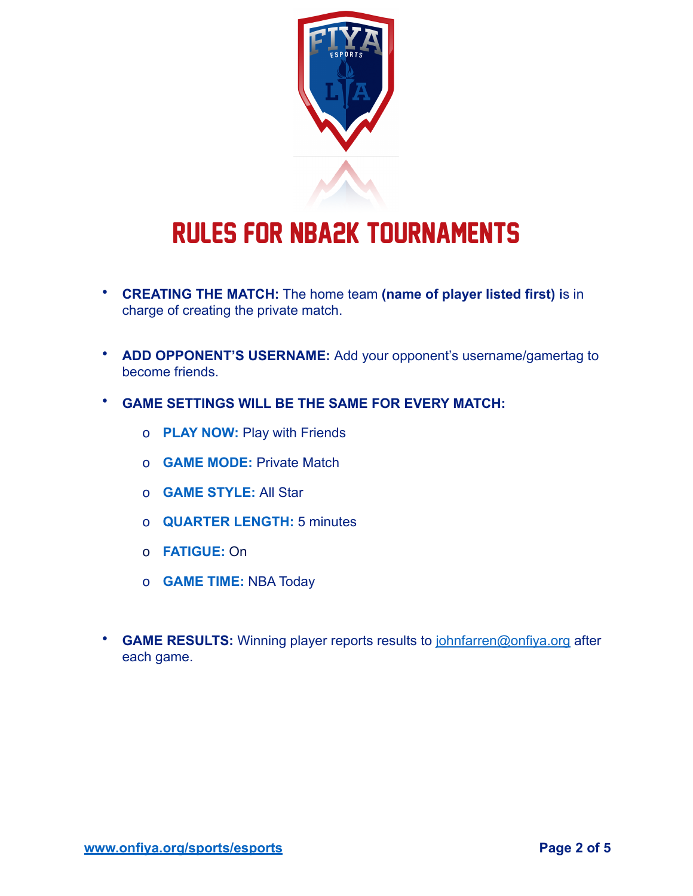# RULES FOR NBA2K TOURNAMENTS

- **CREATING THE MATCH:** The home team **(name of player listed first) i**s in charge of creating the private match.

- **ADD OPPONENT'S USERNAME:** Add your opponent's username/gamertag to become friends.

- **GAME SETTINGS WILL BE THE SAME FOR EVERY MATCH:**
  - **PLAY NOW:** Play with Friends
  - **GAME MODE:** Private Match
  - **GAME STYLE:** All Star
  - **QUARTER LENGTH:** 5 minutes
  - **FATIGUE:** On
  - **GAME TIME:** NBA Today

- **GAME RESULTS:** Winning player reports results to johnfarren@onfiya.org after each game.

www.onfiya.org/sports/esports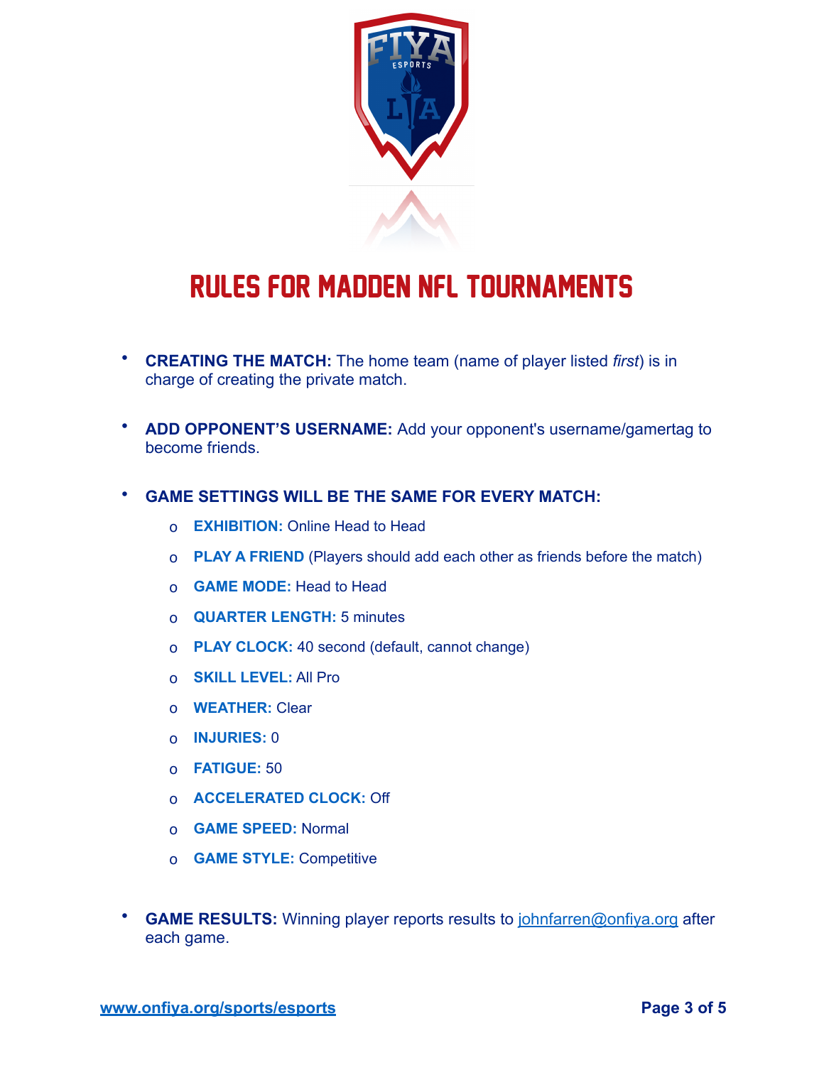# RULES FOR MADDEN NFL TOURNAMENTS

- **CREATING THE MATCH:** The home team (name of player listed *first*) is in charge of creating the private match.

- **ADD OPPONENT'S USERNAME:** Add your opponent's username/gamertag to become friends.

- **GAME SETTINGS WILL BE THE SAME FOR EVERY MATCH:**
  - **EXHIBITION:** Online Head to Head
  - **PLAY A FRIEND** (Players should add each other as friends before the match)
  - **GAME MODE:** Head to Head
  - **QUARTER LENGTH:** 5 minutes
  - **PLAY CLOCK:** 40 second (default, cannot change)
  - **SKILL LEVEL:** All Pro
  - **WEATHER:** Clear
  - **INJURIES:** 0
  - **FATIGUE:** 50
  - **ACCELERATED CLOCK:** Off
  - **GAME SPEED:** Normal
  - **GAME STYLE:** Competitive

- **GAME RESULTS:** Winning player reports results to johnfarren@onfiya.org after each game.

www.onfiya.org/sports/esports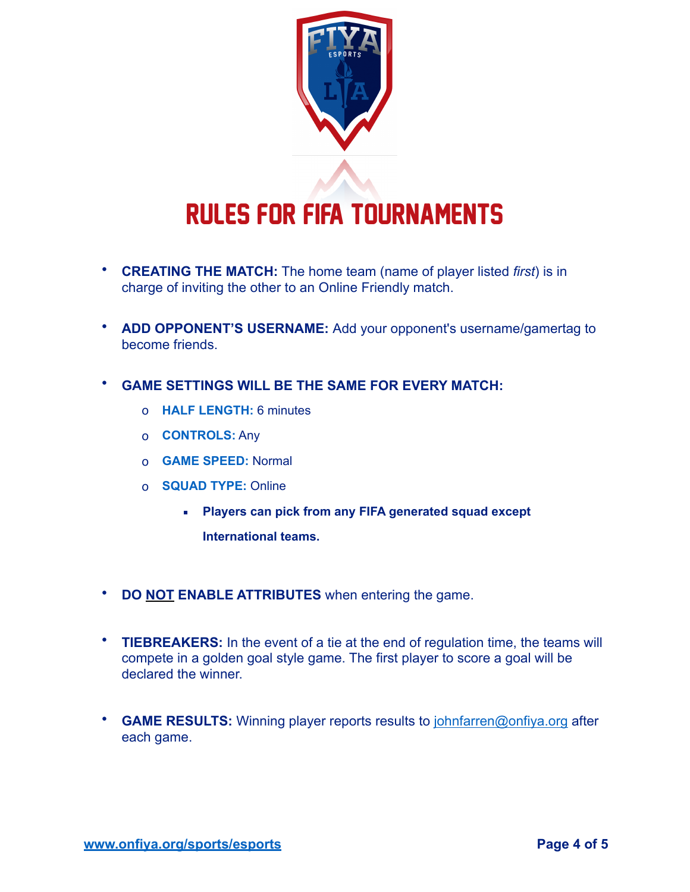# RULES FOR FIFA TOURNAMENTS

- **CREATING THE MATCH:** The home team (name of player listed *first*) is in charge of inviting the other to an Online Friendly match.

- **ADD OPPONENT'S USERNAME:** Add your opponent's username/gamertag to become friends.

- **GAME SETTINGS WILL BE THE SAME FOR EVERY MATCH:**
  - **HALF LENGTH:** 6 minutes
  - **CONTROLS:** Any
  - **GAME SPEED:** Normal
  - **SQUAD TYPE:** Online
    - **Players can pick from any FIFA generated squad except International teams.**

- **DO NOT ENABLE ATTRIBUTES** when entering the game.

- **TIEBREAKERS:** In the event of a tie at the end of regulation time, the teams will compete in a golden goal style game. The first player to score a goal will be declared the winner.

- **GAME RESULTS:** Winning player reports results to johnfarren@onfiya.org after each game.

www.onfiya.org/sports/esports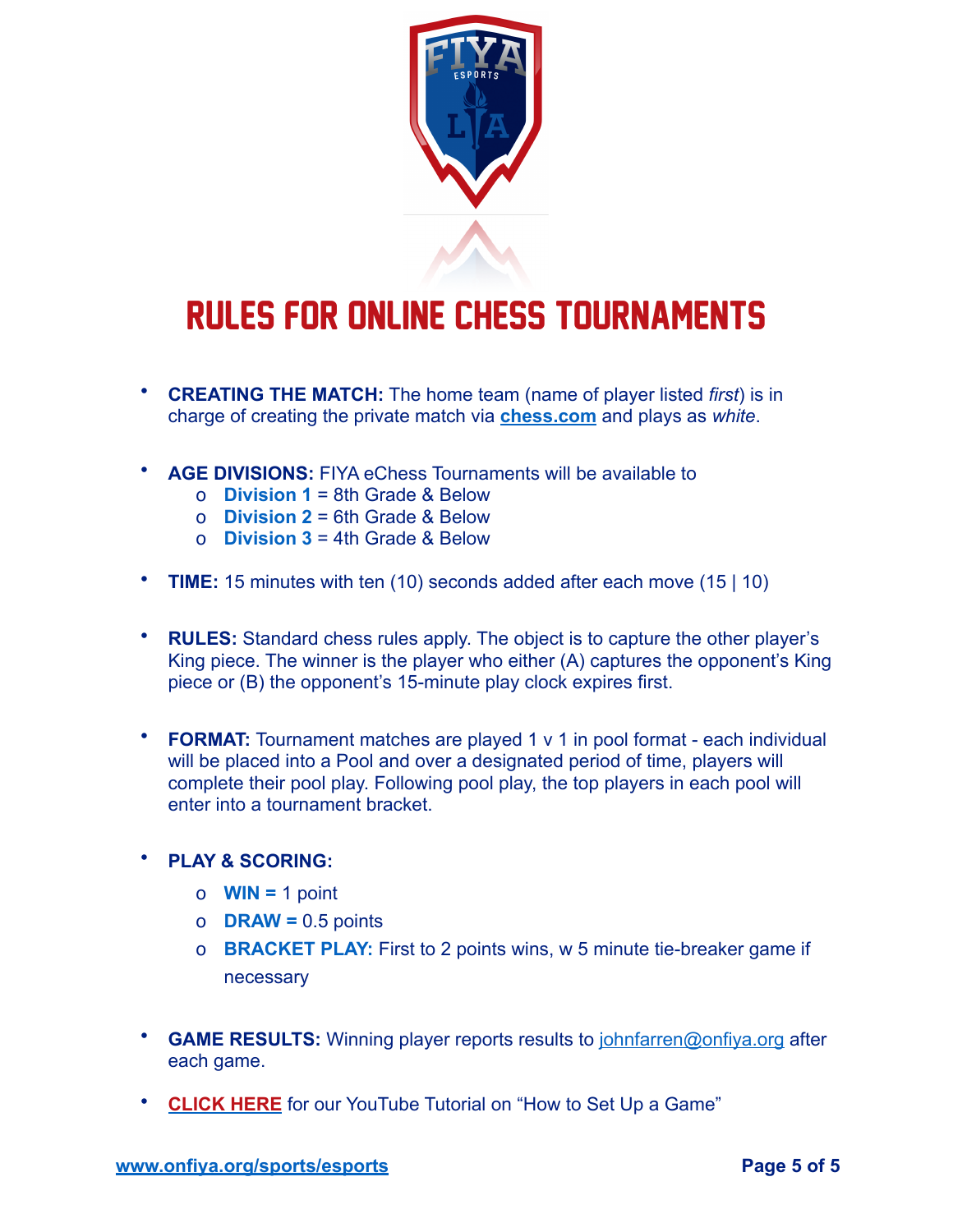# RULES FOR ONLINE CHESS TOURNAMENTS

- **CREATING THE MATCH:** The home team (name of player listed *first*) is in charge of creating the private match via **chess.com** and plays as *white*.

- **AGE DIVISIONS:** FIYA eChess Tournaments will be available to
  - **Division 1** = 8th Grade & Below
  - **Division 2** = 6th Grade & Below
  - **Division 3** = 4th Grade & Below

- **TIME:** 15 minutes with ten (10) seconds added after each move (15 | 10)

- **RULES:** Standard chess rules apply. The object is to capture the other player's King piece. The winner is the player who either (A) captures the opponent's King piece or (B) the opponent's 15-minute play clock expires first.

- **FORMAT:** Tournament matches are played 1 v 1 in pool format - each individual will be placed into a Pool and over a designated period of time, players will complete their pool play. Following pool play, the top players in each pool will enter into a tournament bracket.

- **PLAY & SCORING:**
  - **WIN =** 1 point
  - **DRAW =** 0.5 points
  - **BRACKET PLAY:** First to 2 points wins, w 5 minute tie-breaker game if necessary

- **GAME RESULTS:** Winning player reports results to johnfarren@onfiya.org after each game.

- **CLICK HERE** for our YouTube Tutorial on "How to Set Up a Game"

www.onfiya.org/sports/esports